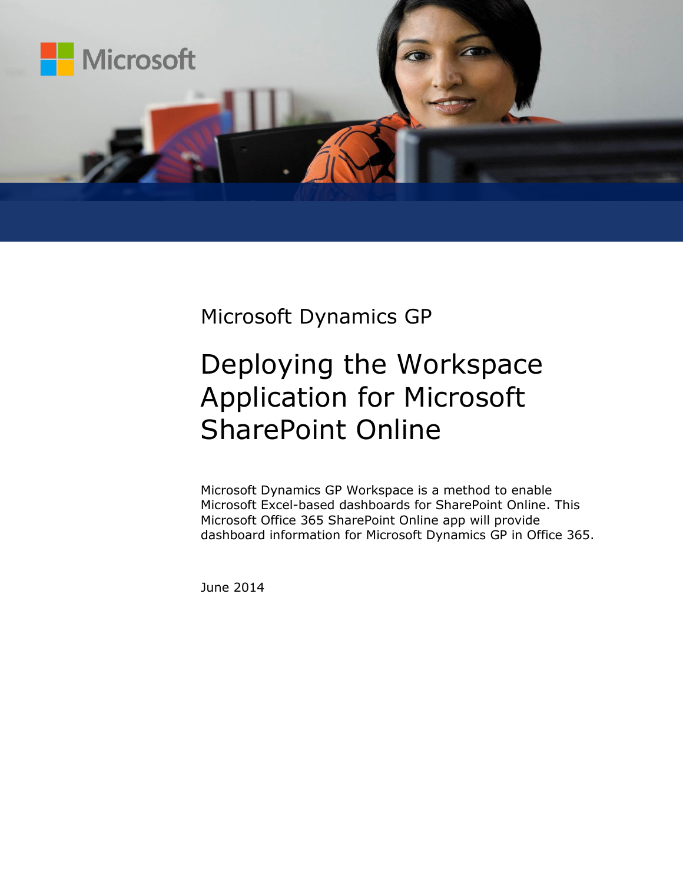Microsoft Dynamics GP

# Deploying the Workspace Application for Microsoft SharePoint Online

Microsoft Dynamics GP Workspace is a method to enable Microsoft Excel-based dashboards for SharePoint Online. This Microsoft Office 365 SharePoint Online app will provide dashboard information for Microsoft Dynamics GP in Office 365.

June 2014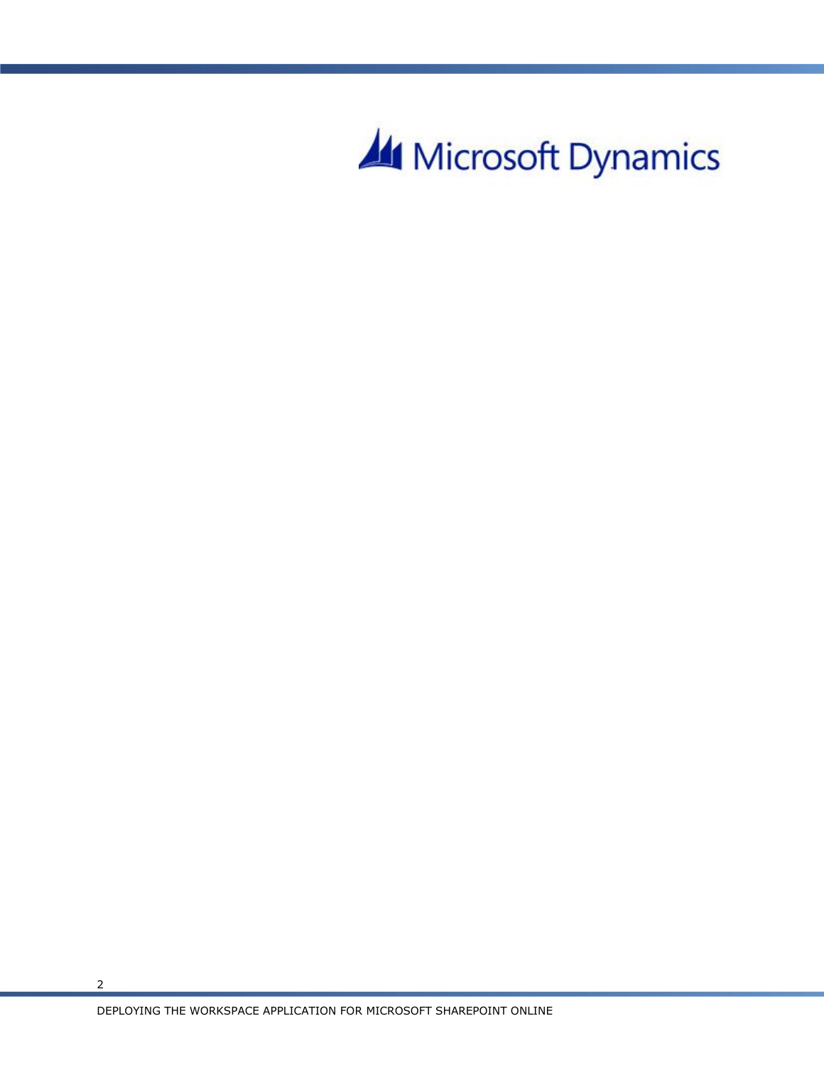Microsoft Dynamics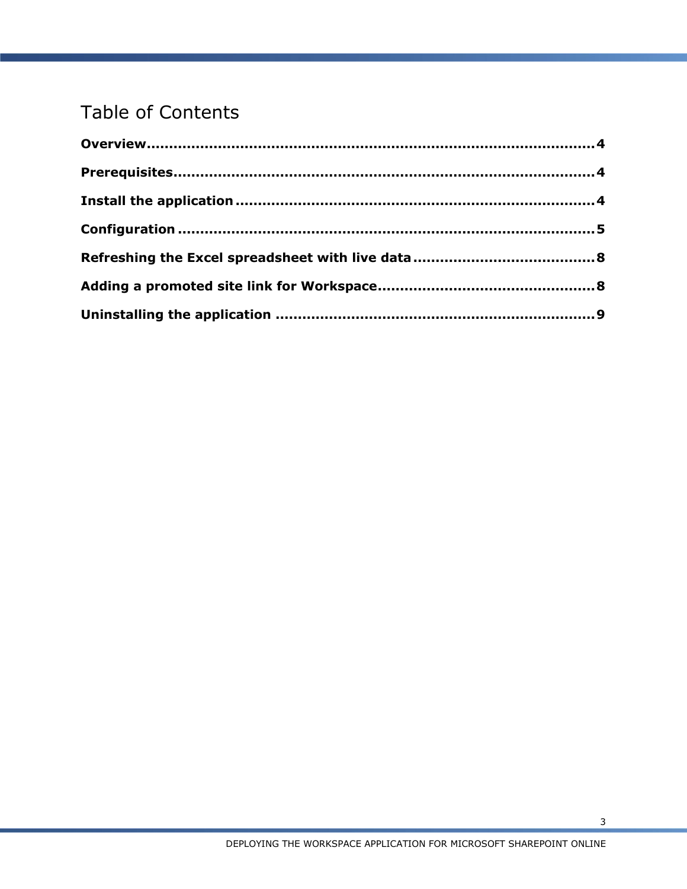# Table of Contents

**Overview** ........................................................................................ **4**

**Prerequisites** ................................................................................... **4**

**Install the application** ..................................................................... **4**

**Configuration** .................................................................................. **5**

**Refreshing the Excel spreadsheet with live data** ........................................ **8**

**Adding a promoted site link for Workspace** ................................................ **8**

**Uninstalling the application** ............................................................... **9**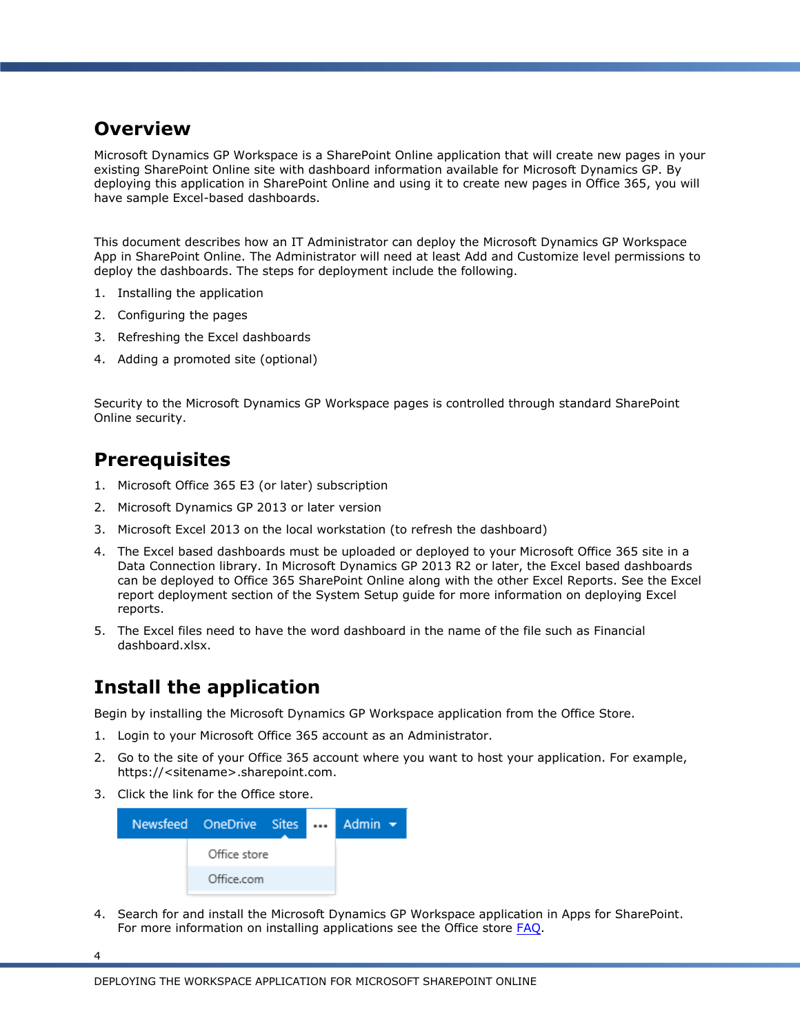## Overview

Microsoft Dynamics GP Workspace is a SharePoint Online application that will create new pages in your existing SharePoint Online site with dashboard information available for Microsoft Dynamics GP. By deploying this application in SharePoint Online and using it to create new pages in Office 365, you will have sample Excel-based dashboards.

This document describes how an IT Administrator can deploy the Microsoft Dynamics GP Workspace App in SharePoint Online. The Administrator will need at least Add and Customize level permissions to deploy the dashboards. The steps for deployment include the following.

1. Installing the application
2. Configuring the pages
3. Refreshing the Excel dashboards
4. Adding a promoted site (optional)

Security to the Microsoft Dynamics GP Workspace pages is controlled through standard SharePoint Online security.

## Prerequisites

1. Microsoft Office 365 E3 (or later) subscription
2. Microsoft Dynamics GP 2013 or later version
3. Microsoft Excel 2013 on the local workstation (to refresh the dashboard)
4. The Excel based dashboards must be uploaded or deployed to your Microsoft Office 365 site in a Data Connection library. In Microsoft Dynamics GP 2013 R2 or later, the Excel based dashboards can be deployed to Office 365 SharePoint Online along with the other Excel Reports. See the Excel report deployment section of the System Setup guide for more information on deploying Excel reports.
5. The Excel files need to have the word dashboard in the name of the file such as Financial dashboard.xlsx.

## Install the application

Begin by installing the Microsoft Dynamics GP Workspace application from the Office Store.

1. Login to your Microsoft Office 365 account as an Administrator.
2. Go to the site of your Office 365 account where you want to host your application. For example, https://<sitename>.sharepoint.com.
3. Click the link for the Office store.

   Newsfeed | OneDrive | Sites | ... | Admin
   
   Office store
   
   Office.com

4. Search for and install the Microsoft Dynamics GP Workspace application in Apps for SharePoint. For more information on installing applications see the Office store FAQ.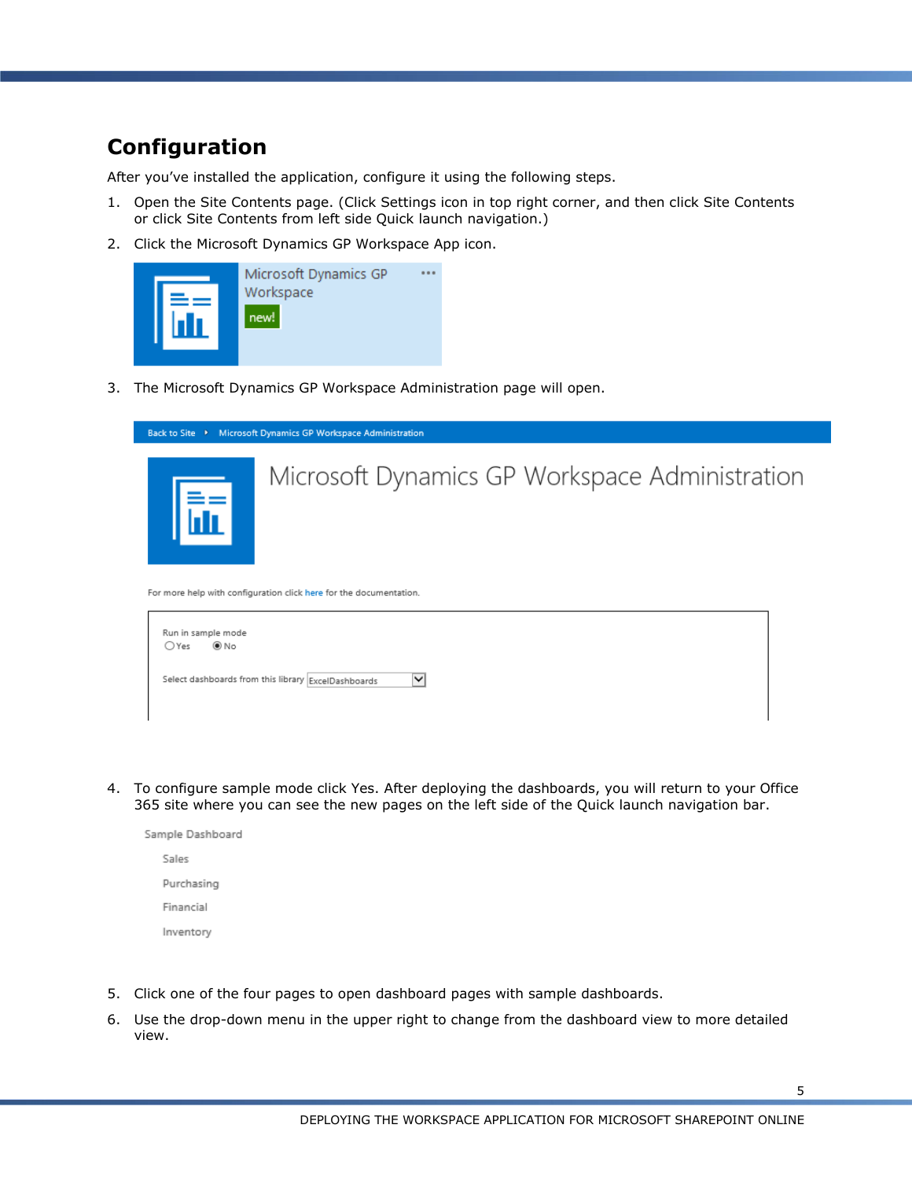## Configuration

After you've installed the application, configure it using the following steps.

1. Open the Site Contents page. (Click Settings icon in top right corner, and then click Site Contents or click Site Contents from left side Quick launch navigation.)
2. Click the Microsoft Dynamics GP Workspace App icon.
3. The Microsoft Dynamics GP Workspace Administration page will open.
4. To configure sample mode click Yes. After deploying the dashboards, you will return to your Office 365 site where you can see the new pages on the left side of the Quick launch navigation bar.
5. Click one of the four pages to open dashboard pages with sample dashboards.
6. Use the drop-down menu in the upper right to change from the dashboard view to more detailed view.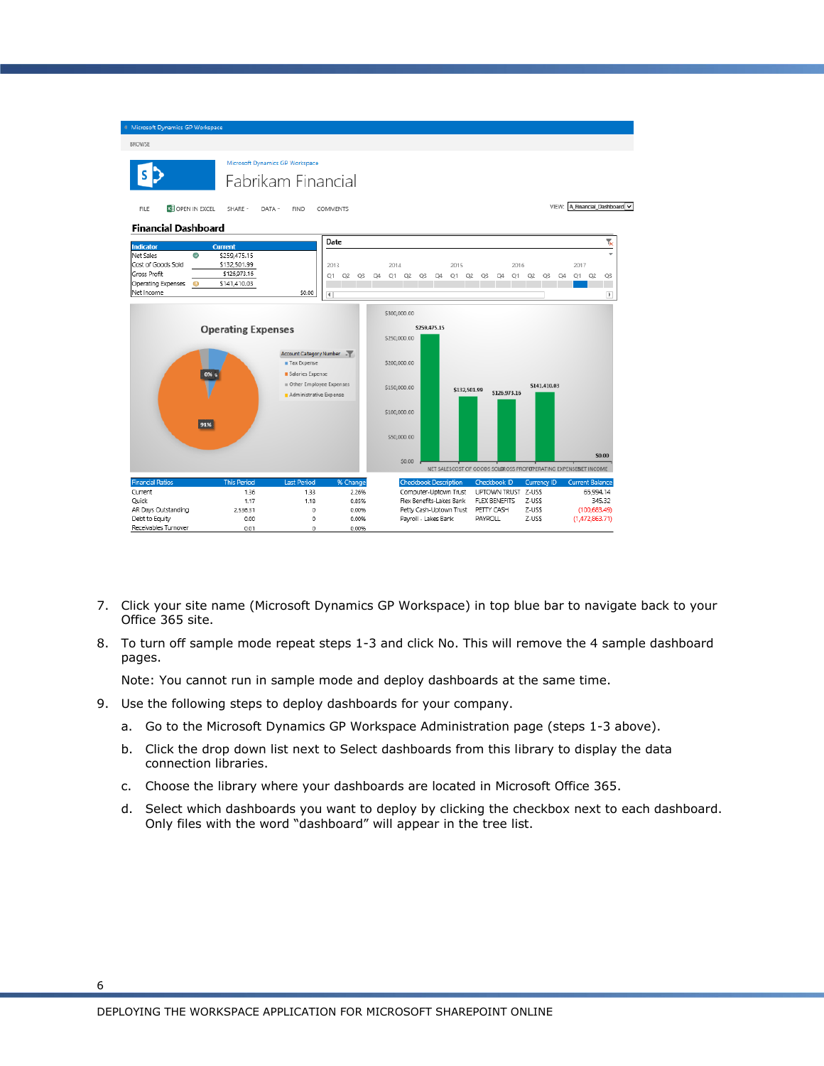7. Click your site name (Microsoft Dynamics GP Workspace) in top blue bar to navigate back to your Office 365 site.

8. To turn off sample mode repeat steps 1-3 and click No. This will remove the 4 sample dashboard pages.

   Note: You cannot run in sample mode and deploy dashboards at the same time.

9. Use the following steps to deploy dashboards for your company.

   a. Go to the Microsoft Dynamics GP Workspace Administration page (steps 1-3 above).

   b. Click the drop down list next to Select dashboards from this library to display the data connection libraries.

   c. Choose the library where your dashboards are located in Microsoft Office 365.

   d. Select which dashboards you want to deploy by clicking the checkbox next to each dashboard. Only files with the word “dashboard” will appear in the tree list.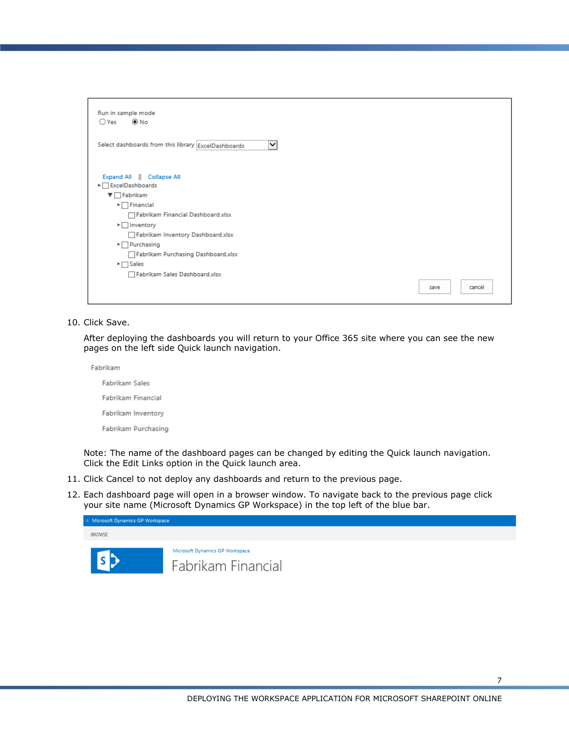Run in sample mode

○ Yes ◉ No

Select dashboards from this library ExcelDashboards

Expand All || Collapse All

- ExcelDashboards
  - Fabrikam
    - Financial
      - Fabrikam Financial Dashboard.xlsx
    - Inventory
      - Fabrikam Inventory Dashboard.xlsx
    - Purchasing
      - Fabrikam Purchasing Dashboard.xlsx
    - Sales
      - Fabrikam Sales Dashboard.xlsx

save cancel

10. Click Save.

    After deploying the dashboards you will return to your Office 365 site where you can see the new pages on the left side Quick launch navigation.

    Fabrikam

    Fabrikam Sales

    Fabrikam Financial

    Fabrikam Inventory

    Fabrikam Purchasing

    Note: The name of the dashboard pages can be changed by editing the Quick launch navigation. Click the Edit Links option in the Quick launch area.

11. Click Cancel to not deploy any dashboards and return to the previous page.

12. Each dashboard page will open in a browser window. To navigate back to the previous page click your site name (Microsoft Dynamics GP Workspace) in the top left of the blue bar.

    Microsoft Dynamics GP Workspace

    BROWSE

    Microsoft Dynamics GP Workspace

    Fabrikam Financial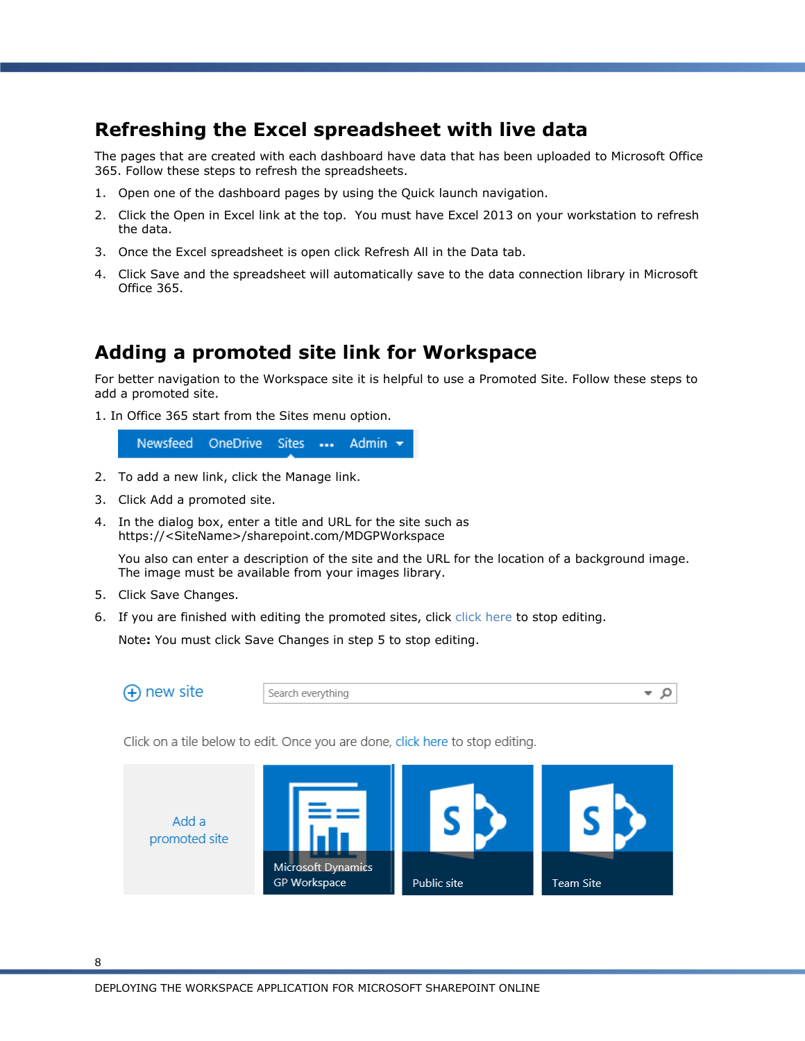## Refreshing the Excel spreadsheet with live data

The pages that are created with each dashboard have data that has been uploaded to Microsoft Office 365. Follow these steps to refresh the spreadsheets.

1. Open one of the dashboard pages by using the Quick launch navigation.
2. Click the Open in Excel link at the top. You must have Excel 2013 on your workstation to refresh the data.
3. Once the Excel spreadsheet is open click Refresh All in the Data tab.
4. Click Save and the spreadsheet will automatically save to the data connection library in Microsoft Office 365.

## Adding a promoted site link for Workspace

For better navigation to the Workspace site it is helpful to use a Promoted Site. Follow these steps to add a promoted site.

1. In Office 365 start from the Sites menu option.

2. To add a new link, click the Manage link.
3. Click Add a promoted site.
4. In the dialog box, enter a title and URL for the site such as https://<SiteName>/sharepoint.com/MDGPWorkspace

   You also can enter a description of the site and the URL for the location of a background image. The image must be available from your images library.
5. Click Save Changes.
6. If you are finished with editing the promoted sites, click click here to stop editing.

   Note**:** You must click Save Changes in step 5 to stop editing.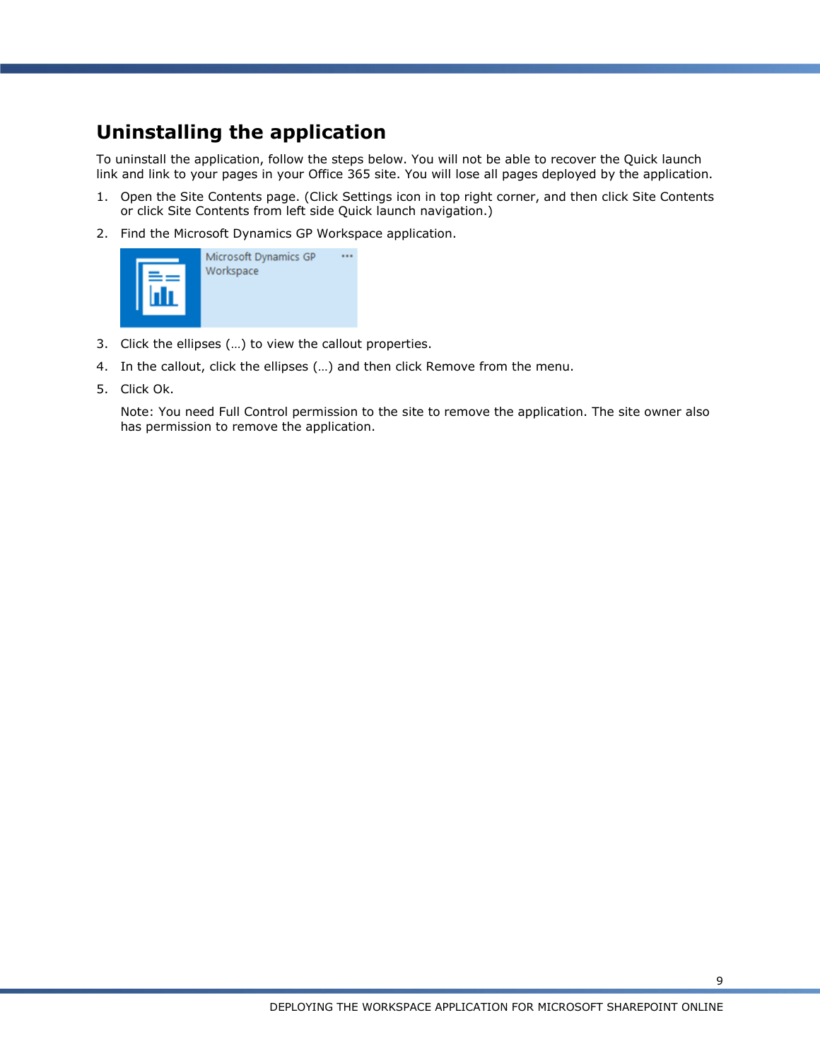## Uninstalling the application

To uninstall the application, follow the steps below. You will not be able to recover the Quick launch link and link to your pages in your Office 365 site. You will lose all pages deployed by the application.

1. Open the Site Contents page. (Click Settings icon in top right corner, and then click Site Contents or click Site Contents from left side Quick launch navigation.)
2. Find the Microsoft Dynamics GP Workspace application.
3. Click the ellipses (…) to view the callout properties.
4. In the callout, click the ellipses (…) and then click Remove from the menu.
5. Click Ok.

   Note: You need Full Control permission to the site to remove the application. The site owner also has permission to remove the application.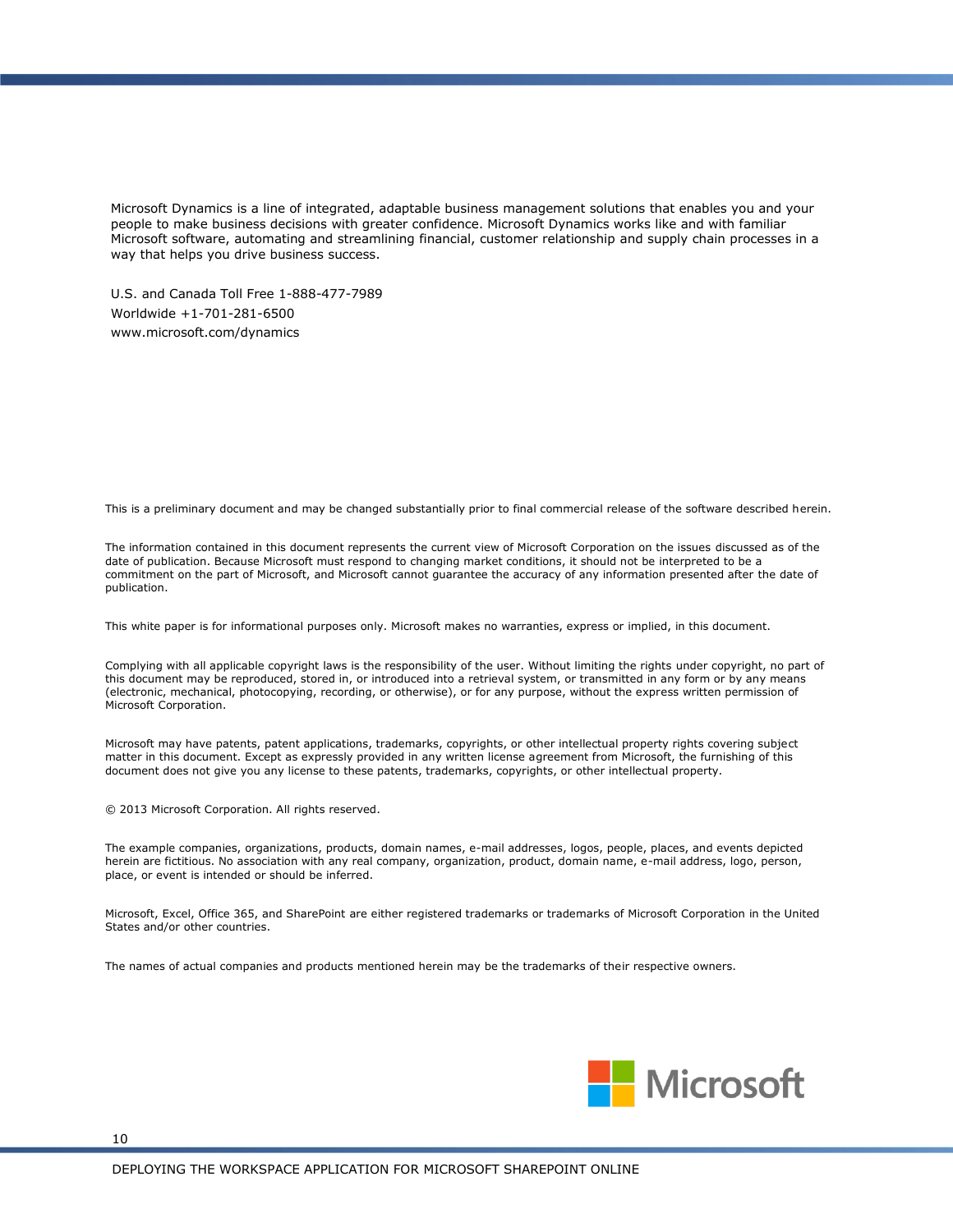Microsoft Dynamics is a line of integrated, adaptable business management solutions that enables you and your people to make business decisions with greater confidence. Microsoft Dynamics works like and with familiar Microsoft software, automating and streamlining financial, customer relationship and supply chain processes in a way that helps you drive business success.

U.S. and Canada Toll Free 1-888-477-7989
Worldwide +1-701-281-6500
www.microsoft.com/dynamics

This is a preliminary document and may be changed substantially prior to final commercial release of the software described herein.

The information contained in this document represents the current view of Microsoft Corporation on the issues discussed as of the date of publication. Because Microsoft must respond to changing market conditions, it should not be interpreted to be a commitment on the part of Microsoft, and Microsoft cannot guarantee the accuracy of any information presented after the date of publication.

This white paper is for informational purposes only. Microsoft makes no warranties, express or implied, in this document.

Complying with all applicable copyright laws is the responsibility of the user. Without limiting the rights under copyright, no part of this document may be reproduced, stored in, or introduced into a retrieval system, or transmitted in any form or by any means (electronic, mechanical, photocopying, recording, or otherwise), or for any purpose, without the express written permission of Microsoft Corporation.

Microsoft may have patents, patent applications, trademarks, copyrights, or other intellectual property rights covering subject matter in this document. Except as expressly provided in any written license agreement from Microsoft, the furnishing of this document does not give you any license to these patents, trademarks, copyrights, or other intellectual property.

© 2013 Microsoft Corporation. All rights reserved.

The example companies, organizations, products, domain names, e-mail addresses, logos, people, places, and events depicted herein are fictitious. No association with any real company, organization, product, domain name, e-mail address, logo, person, place, or event is intended or should be inferred.

Microsoft, Excel, Office 365, and SharePoint are either registered trademarks or trademarks of Microsoft Corporation in the United States and/or other countries.

The names of actual companies and products mentioned herein may be the trademarks of their respective owners.

Microsoft